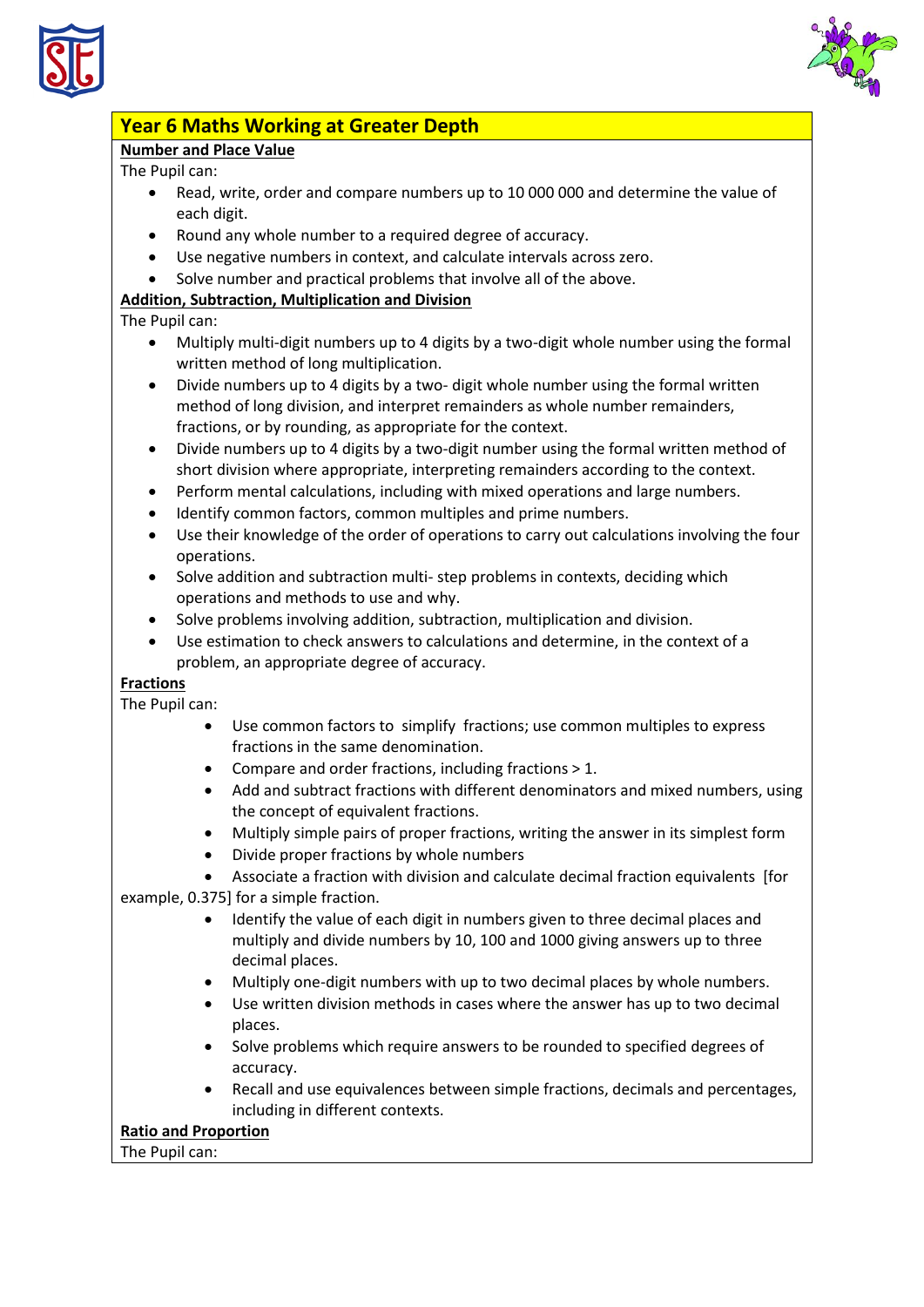# Year 6 Maths Working at Greater Depth

**Number and Place Value**

The Pupil can:

- Read, write, order and compare numbers up to 10 000 000 and determine the value of each digit.
- Round any whole number to a required degree of accuracy.
- Use negative numbers in context, and calculate intervals across zero.
- Solve number and practical problems that involve all of the above.

**Addition, Subtraction, Multiplication and Division**

The Pupil can:

- Multiply multi-digit numbers up to 4 digits by a two-digit whole number using the formal written method of long multiplication.
- Divide numbers up to 4 digits by a two- digit whole number using the formal written method of long division, and interpret remainders as whole number remainders, fractions, or by rounding, as appropriate for the context.
- Divide numbers up to 4 digits by a two-digit number using the formal written method of short division where appropriate, interpreting remainders according to the context.
- Perform mental calculations, including with mixed operations and large numbers.
- Identify common factors, common multiples and prime numbers.
- Use their knowledge of the order of operations to carry out calculations involving the four operations.
- Solve addition and subtraction multi- step problems in contexts, deciding which operations and methods to use and why.
- Solve problems involving addition, subtraction, multiplication and division.
- Use estimation to check answers to calculations and determine, in the context of a problem, an appropriate degree of accuracy.

**Fractions**

The Pupil can:

- Use common factors to simplify fractions; use common multiples to express fractions in the same denomination.
- Compare and order fractions, including fractions > 1.
- Add and subtract fractions with different denominators and mixed numbers, using the concept of equivalent fractions.
- Multiply simple pairs of proper fractions, writing the answer in its simplest form
- Divide proper fractions by whole numbers
- Associate a fraction with division and calculate decimal fraction equivalents [for example, 0.375] for a simple fraction.
- Identify the value of each digit in numbers given to three decimal places and multiply and divide numbers by 10, 100 and 1000 giving answers up to three decimal places.
- Multiply one-digit numbers with up to two decimal places by whole numbers.
- Use written division methods in cases where the answer has up to two decimal places.
- Solve problems which require answers to be rounded to specified degrees of accuracy.
- Recall and use equivalences between simple fractions, decimals and percentages, including in different contexts.

**Ratio and Proportion**

The Pupil can: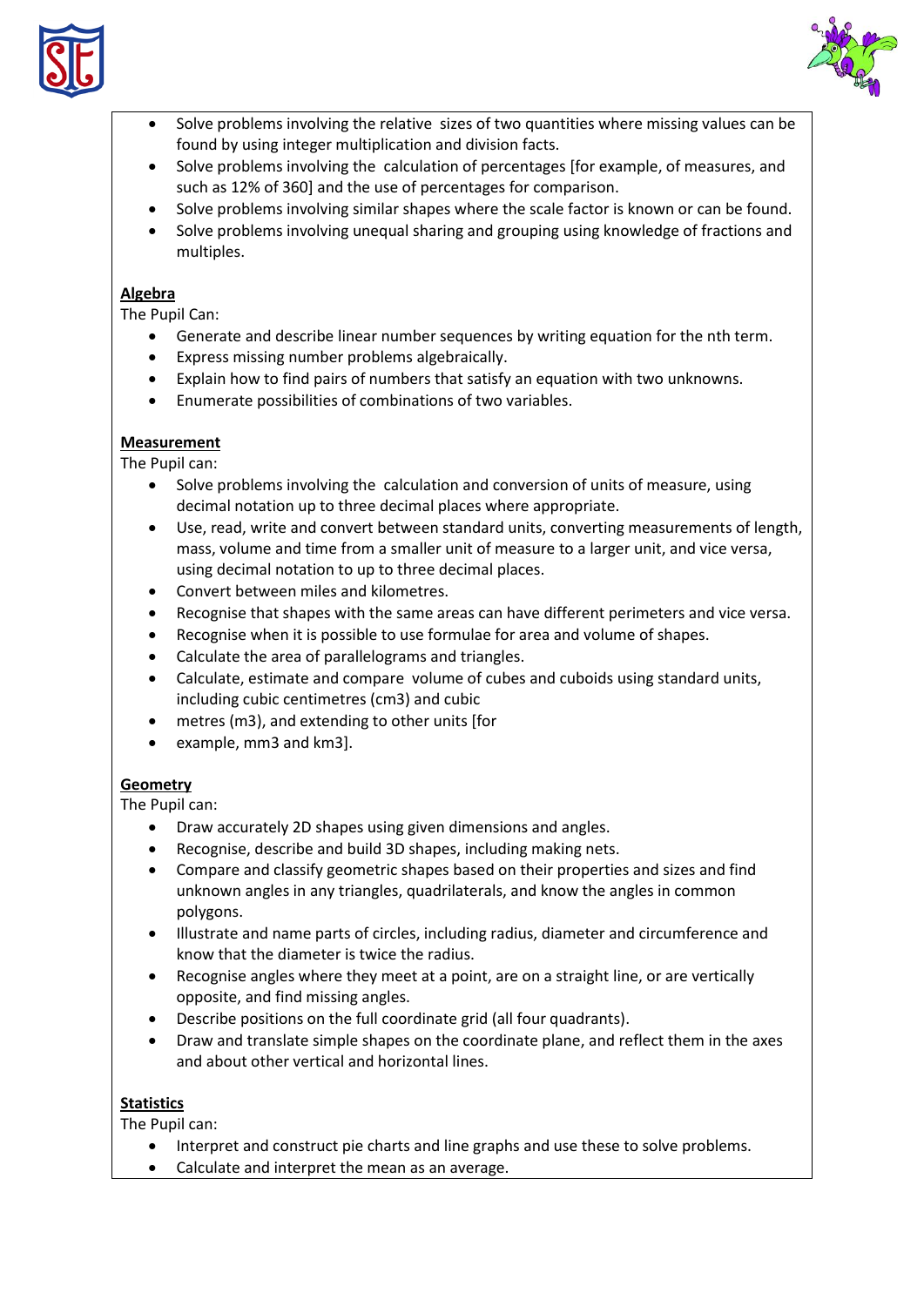- Solve problems involving the relative sizes of two quantities where missing values can be found by using integer multiplication and division facts.
- Solve problems involving the calculation of percentages [for example, of measures, and such as 12% of 360] and the use of percentages for comparison.
- Solve problems involving similar shapes where the scale factor is known or can be found.
- Solve problems involving unequal sharing and grouping using knowledge of fractions and multiples.

**Algebra**

The Pupil Can:

- Generate and describe linear number sequences by writing equation for the nth term.
- Express missing number problems algebraically.
- Explain how to find pairs of numbers that satisfy an equation with two unknowns.
- Enumerate possibilities of combinations of two variables.

**Measurement**

The Pupil can:

- Solve problems involving the calculation and conversion of units of measure, using decimal notation up to three decimal places where appropriate.
- Use, read, write and convert between standard units, converting measurements of length, mass, volume and time from a smaller unit of measure to a larger unit, and vice versa, using decimal notation to up to three decimal places.
- Convert between miles and kilometres.
- Recognise that shapes with the same areas can have different perimeters and vice versa.
- Recognise when it is possible to use formulae for area and volume of shapes.
- Calculate the area of parallelograms and triangles.
- Calculate, estimate and compare volume of cubes and cuboids using standard units, including cubic centimetres (cm3) and cubic
- metres (m3), and extending to other units [for
- example, mm3 and km3].

**Geometry**

The Pupil can:

- Draw accurately 2D shapes using given dimensions and angles.
- Recognise, describe and build 3D shapes, including making nets.
- Compare and classify geometric shapes based on their properties and sizes and find unknown angles in any triangles, quadrilaterals, and know the angles in common polygons.
- Illustrate and name parts of circles, including radius, diameter and circumference and know that the diameter is twice the radius.
- Recognise angles where they meet at a point, are on a straight line, or are vertically opposite, and find missing angles.
- Describe positions on the full coordinate grid (all four quadrants).
- Draw and translate simple shapes on the coordinate plane, and reflect them in the axes and about other vertical and horizontal lines.

**Statistics**

The Pupil can:

- Interpret and construct pie charts and line graphs and use these to solve problems.
- Calculate and interpret the mean as an average.